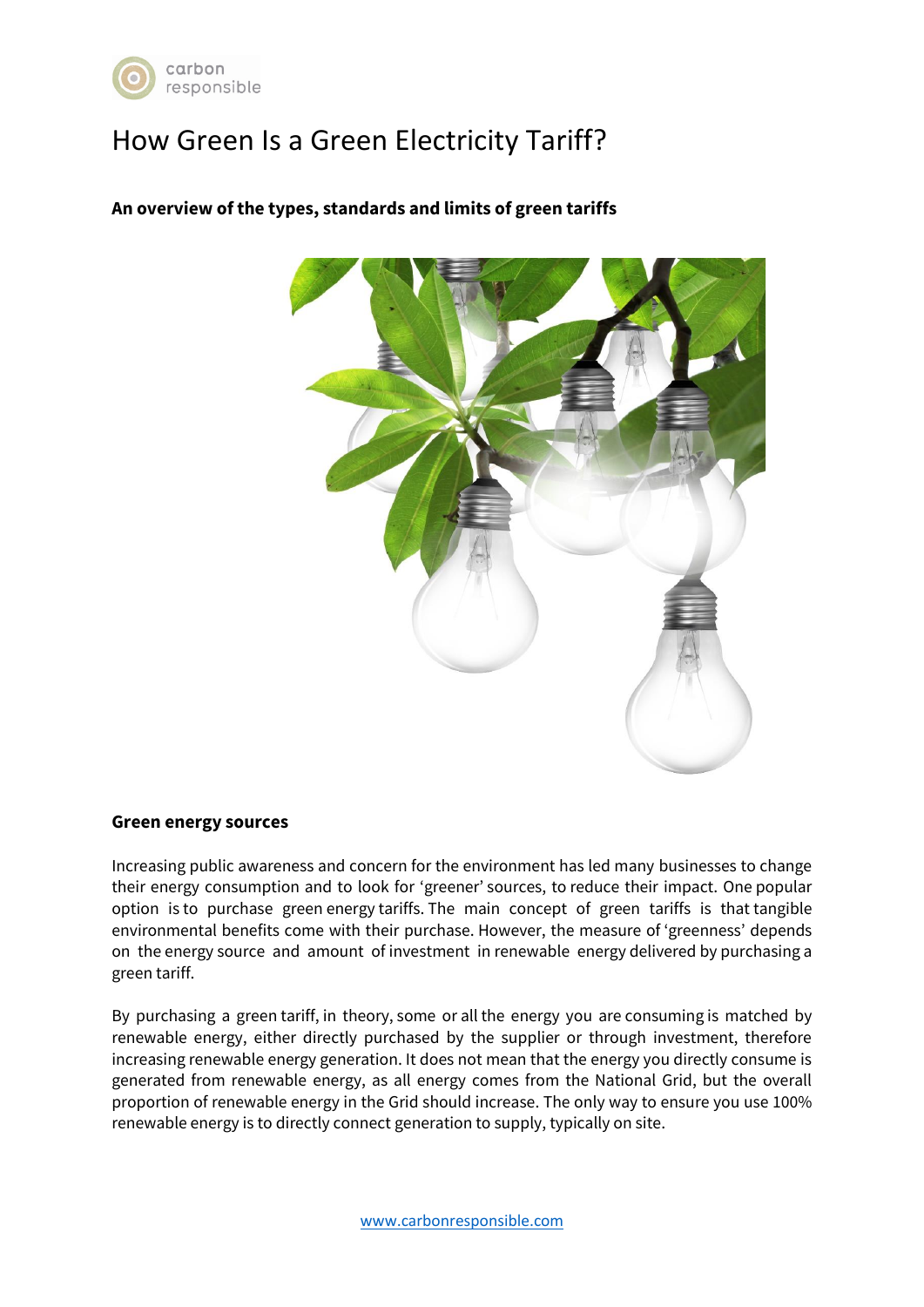# How Green Is a Green Electricity Tariff?

**An overview of the types, standards and limits of green tariffs**

## Green energy sources

Increasing public awareness and concern for the environment has led many businesses to change their energy consumption and to look for 'greener' sources, to reduce their impact. One popular option is to purchase green energy tariffs. The main concept of green tariffs is that tangible environmental benefits come with their purchase. However, the measure of 'greenness' depends on the energy source and amount of investment in renewable energy delivered by purchasing a green tariff.

By purchasing a green tariff, in theory, some or all the energy you are consuming is matched by renewable energy, either directly purchased by the supplier or through investment, therefore increasing renewable energy generation. It does not mean that the energy you directly consume is generated from renewable energy, as all energy comes from the National Grid, but the overall proportion of renewable energy in the Grid should increase. The only way to ensure you use 100% renewable energy is to directly connect generation to supply, typically on site.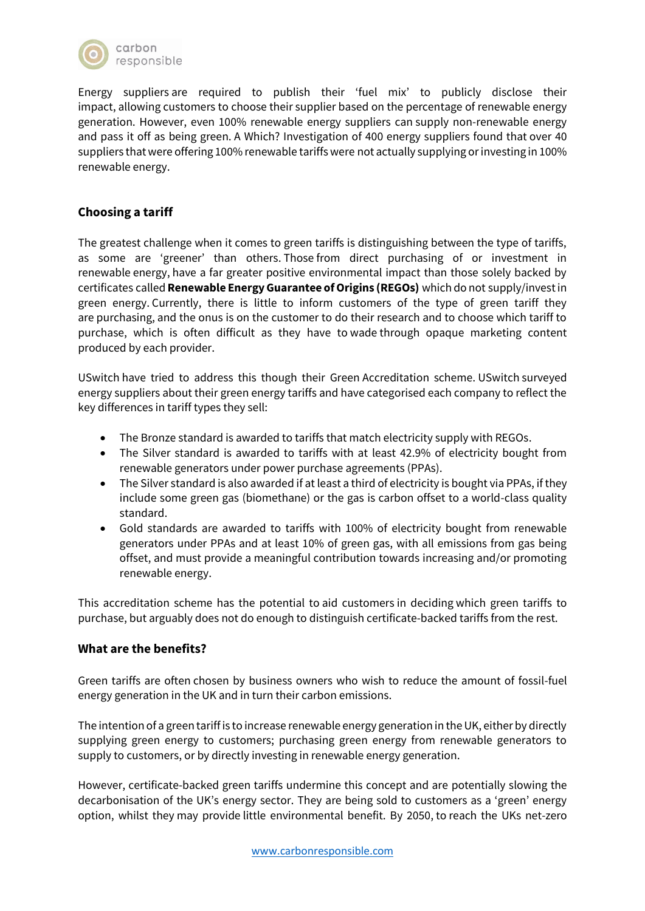Energy suppliers are required to publish their 'fuel mix' to publicly disclose their impact, allowing customers to choose their supplier based on the percentage of renewable energy generation. However, even 100% renewable energy suppliers can supply non-renewable energy and pass it off as being green. A Which? Investigation of 400 energy suppliers found that over 40 suppliers that were offering 100% renewable tariffs were not actually supplying or investing in 100% renewable energy.

### Choosing a tariff

The greatest challenge when it comes to green tariffs is distinguishing between the type of tariffs, as some are 'greener' than others. Those from direct purchasing of or investment in renewable energy, have a far greater positive environmental impact than those solely backed by certificates called **Renewable Energy Guarantee of Origins (REGOs)** which do not supply/invest in green energy. Currently, there is little to inform customers of the type of green tariff they are purchasing, and the onus is on the customer to do their research and to choose which tariff to purchase, which is often difficult as they have to wade through opaque marketing content produced by each provider.

USwitch have tried to address this though their Green Accreditation scheme. USwitch surveyed energy suppliers about their green energy tariffs and have categorised each company to reflect the key differences in tariff types they sell:

- The Bronze standard is awarded to tariffs that match electricity supply with REGOs.
- The Silver standard is awarded to tariffs with at least 42.9% of electricity bought from renewable generators under power purchase agreements (PPAs).
- The Silver standard is also awarded if at least a third of electricity is bought via PPAs, if they include some green gas (biomethane) or the gas is carbon offset to a world-class quality standard.
- Gold standards are awarded to tariffs with 100% of electricity bought from renewable generators under PPAs and at least 10% of green gas, with all emissions from gas being offset, and must provide a meaningful contribution towards increasing and/or promoting renewable energy.

This accreditation scheme has the potential to aid customers in deciding which green tariffs to purchase, but arguably does not do enough to distinguish certificate-backed tariffs from the rest.

### What are the benefits?

Green tariffs are often chosen by business owners who wish to reduce the amount of fossil-fuel energy generation in the UK and in turn their carbon emissions.

The intention of a green tariff is to increase renewable energy generation in the UK, either by directly supplying green energy to customers; purchasing green energy from renewable generators to supply to customers, or by directly investing in renewable energy generation.

However, certificate-backed green tariffs undermine this concept and are potentially slowing the decarbonisation of the UK's energy sector. They are being sold to customers as a 'green' energy option, whilst they may provide little environmental benefit. By 2050, to reach the UKs net-zero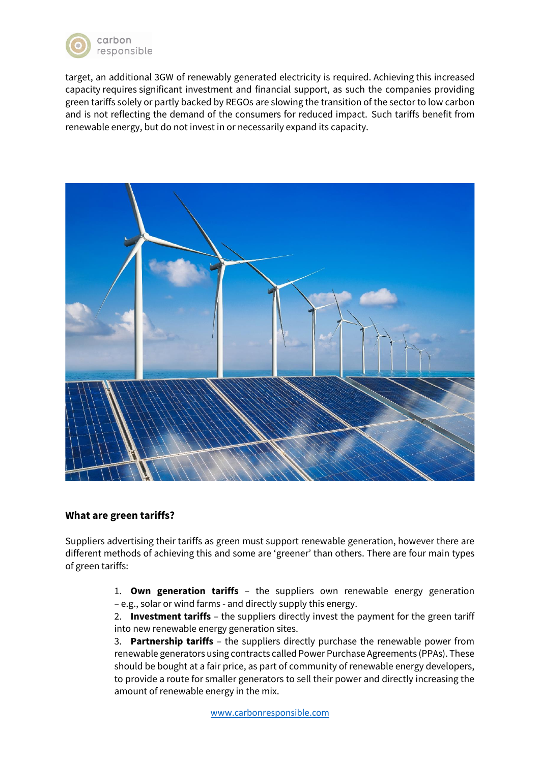target, an additional 3GW of renewably generated electricity is required. Achieving this increased capacity requires significant investment and financial support, as such the companies providing green tariffs solely or partly backed by REGOs are slowing the transition of the sector to low carbon and is not reflecting the demand of the consumers for reduced impact. Such tariffs benefit from renewable energy, but do not invest in or necessarily expand its capacity.

### What are green tariffs?

Suppliers advertising their tariffs as green must support renewable generation, however there are different methods of achieving this and some are 'greener' than others. There are four main types of green tariffs:

1. **Own generation tariffs** – the suppliers own renewable energy generation – e.g., solar or wind farms - and directly supply this energy.
2. **Investment tariffs** – the suppliers directly invest the payment for the green tariff into new renewable energy generation sites.
3. **Partnership tariffs** – the suppliers directly purchase the renewable power from renewable generators using contracts called Power Purchase Agreements (PPAs). These should be bought at a fair price, as part of community of renewable energy developers, to provide a route for smaller generators to sell their power and directly increasing the amount of renewable energy in the mix.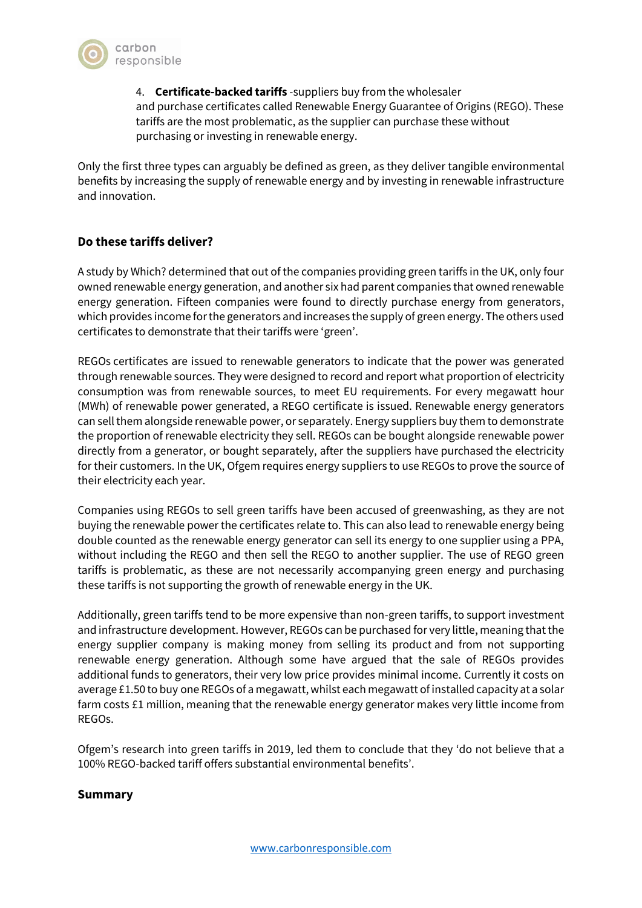4. **Certificate-backed tariffs** -suppliers buy from the wholesaler and purchase certificates called Renewable Energy Guarantee of Origins (REGO). These tariffs are the most problematic, as the supplier can purchase these without purchasing or investing in renewable energy.

Only the first three types can arguably be defined as green, as they deliver tangible environmental benefits by increasing the supply of renewable energy and by investing in renewable infrastructure and innovation.

## Do these tariffs deliver?

A study by Which? determined that out of the companies providing green tariffs in the UK, only four owned renewable energy generation, and another six had parent companies that owned renewable energy generation. Fifteen companies were found to directly purchase energy from generators, which provides income for the generators and increases the supply of green energy. The others used certificates to demonstrate that their tariffs were 'green'.

REGOs certificates are issued to renewable generators to indicate that the power was generated through renewable sources. They were designed to record and report what proportion of electricity consumption was from renewable sources, to meet EU requirements. For every megawatt hour (MWh) of renewable power generated, a REGO certificate is issued. Renewable energy generators can sell them alongside renewable power, or separately. Energy suppliers buy them to demonstrate the proportion of renewable electricity they sell. REGOs can be bought alongside renewable power directly from a generator, or bought separately, after the suppliers have purchased the electricity for their customers. In the UK, Ofgem requires energy suppliers to use REGOs to prove the source of their electricity each year.

Companies using REGOs to sell green tariffs have been accused of greenwashing, as they are not buying the renewable power the certificates relate to. This can also lead to renewable energy being double counted as the renewable energy generator can sell its energy to one supplier using a PPA, without including the REGO and then sell the REGO to another supplier. The use of REGO green tariffs is problematic, as these are not necessarily accompanying green energy and purchasing these tariffs is not supporting the growth of renewable energy in the UK.

Additionally, green tariffs tend to be more expensive than non-green tariffs, to support investment and infrastructure development. However, REGOs can be purchased for very little, meaning that the energy supplier company is making money from selling its product and from not supporting renewable energy generation. Although some have argued that the sale of REGOs provides additional funds to generators, their very low price provides minimal income. Currently it costs on average £1.50 to buy one REGOs of a megawatt, whilst each megawatt of installed capacity at a solar farm costs £1 million, meaning that the renewable energy generator makes very little income from REGOs.

Ofgem's research into green tariffs in 2019, led them to conclude that they 'do not believe that a 100% REGO-backed tariff offers substantial environmental benefits'.

## Summary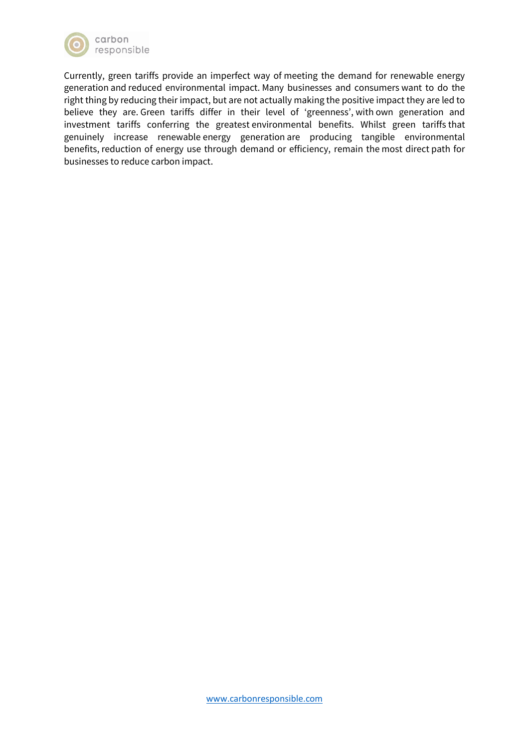Currently, green tariffs provide an imperfect way of meeting the demand for renewable energy generation and reduced environmental impact. Many businesses and consumers want to do the right thing by reducing their impact, but are not actually making the positive impact they are led to believe they are. Green tariffs differ in their level of 'greenness', with own generation and investment tariffs conferring the greatest environmental benefits. Whilst green tariffs that genuinely increase renewable energy generation are producing tangible environmental benefits, reduction of energy use through demand or efficiency, remain the most direct path for businesses to reduce carbon impact.